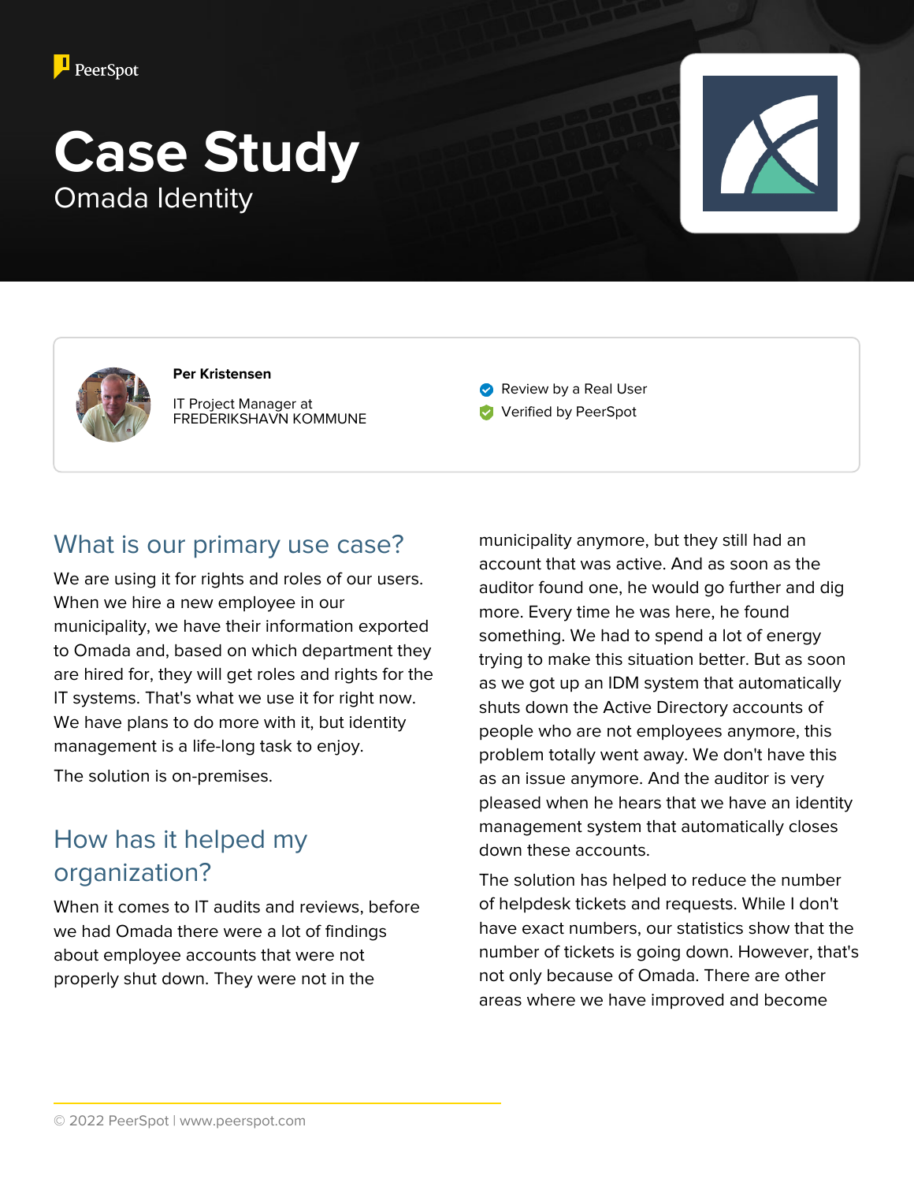PeerSpot

# Case Study

Omada Identity

**Per Kristensen**

IT Project Manager at FREDERIKSHAVN KOMMUNE

Review by a Real User

Verified by PeerSpot

## What is our primary use case?

We are using it for rights and roles of our users. When we hire a new employee in our municipality, we have their information exported to Omada and, based on which department they are hired for, they will get roles and rights for the IT systems. That's what we use it for right now. We have plans to do more with it, but identity management is a life-long task to enjoy.

The solution is on-premises.

## How has it helped my organization?

When it comes to IT audits and reviews, before we had Omada there were a lot of findings about employee accounts that were not properly shut down. They were not in the municipality anymore, but they still had an account that was active. And as soon as the auditor found one, he would go further and dig more. Every time he was here, he found something. We had to spend a lot of energy trying to make this situation better. But as soon as we got up an IDM system that automatically shuts down the Active Directory accounts of people who are not employees anymore, this problem totally went away. We don't have this as an issue anymore. And the auditor is very pleased when he hears that we have an identity management system that automatically closes down these accounts.

The solution has helped to reduce the number of helpdesk tickets and requests. While I don't have exact numbers, our statistics show that the number of tickets is going down. However, that's not only because of Omada. There are other areas where we have improved and become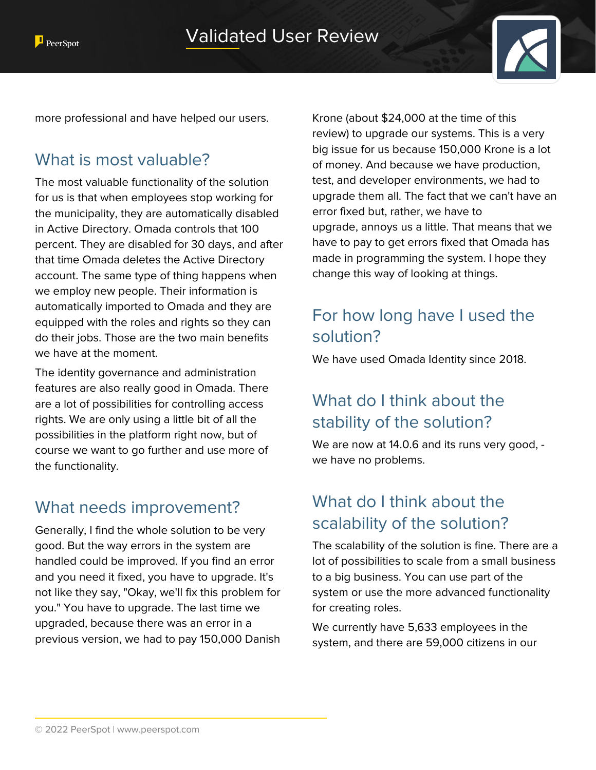more professional and have helped our users.

## What is most valuable?

The most valuable functionality of the solution for us is that when employees stop working for the municipality, they are automatically disabled in Active Directory. Omada controls that 100 percent. They are disabled for 30 days, and after that time Omada deletes the Active Directory account. The same type of thing happens when we employ new people. Their information is automatically imported to Omada and they are equipped with the roles and rights so they can do their jobs. Those are the two main benefits we have at the moment.

The identity governance and administration features are also really good in Omada. There are a lot of possibilities for controlling access rights. We are only using a little bit of all the possibilities in the platform right now, but of course we want to go further and use more of the functionality.

## What needs improvement?

Generally, I find the whole solution to be very good. But the way errors in the system are handled could be improved. If you find an error and you need it fixed, you have to upgrade. It's not like they say, "Okay, we'll fix this problem for you." You have to upgrade. The last time we upgraded, because there was an error in a previous version, we had to pay 150,000 Danish Krone (about $24,000 at the time of this review) to upgrade our systems. This is a very big issue for us because 150,000 Krone is a lot of money. And because we have production, test, and developer environments, we had to upgrade them all. The fact that we can't have an error fixed but, rather, we have to upgrade, annoys us a little. That means that we have to pay to get errors fixed that Omada has made in programming the system. I hope they change this way of looking at things.

## For how long have I used the solution?

We have used Omada Identity since 2018.

## What do I think about the stability of the solution?

We are now at 14.0.6 and its runs very good, - we have no problems.

## What do I think about the scalability of the solution?

The scalability of the solution is fine. There are a lot of possibilities to scale from a small business to a big business. You can use part of the system or use the more advanced functionality for creating roles.

We currently have 5,633 employees in the system, and there are 59,000 citizens in our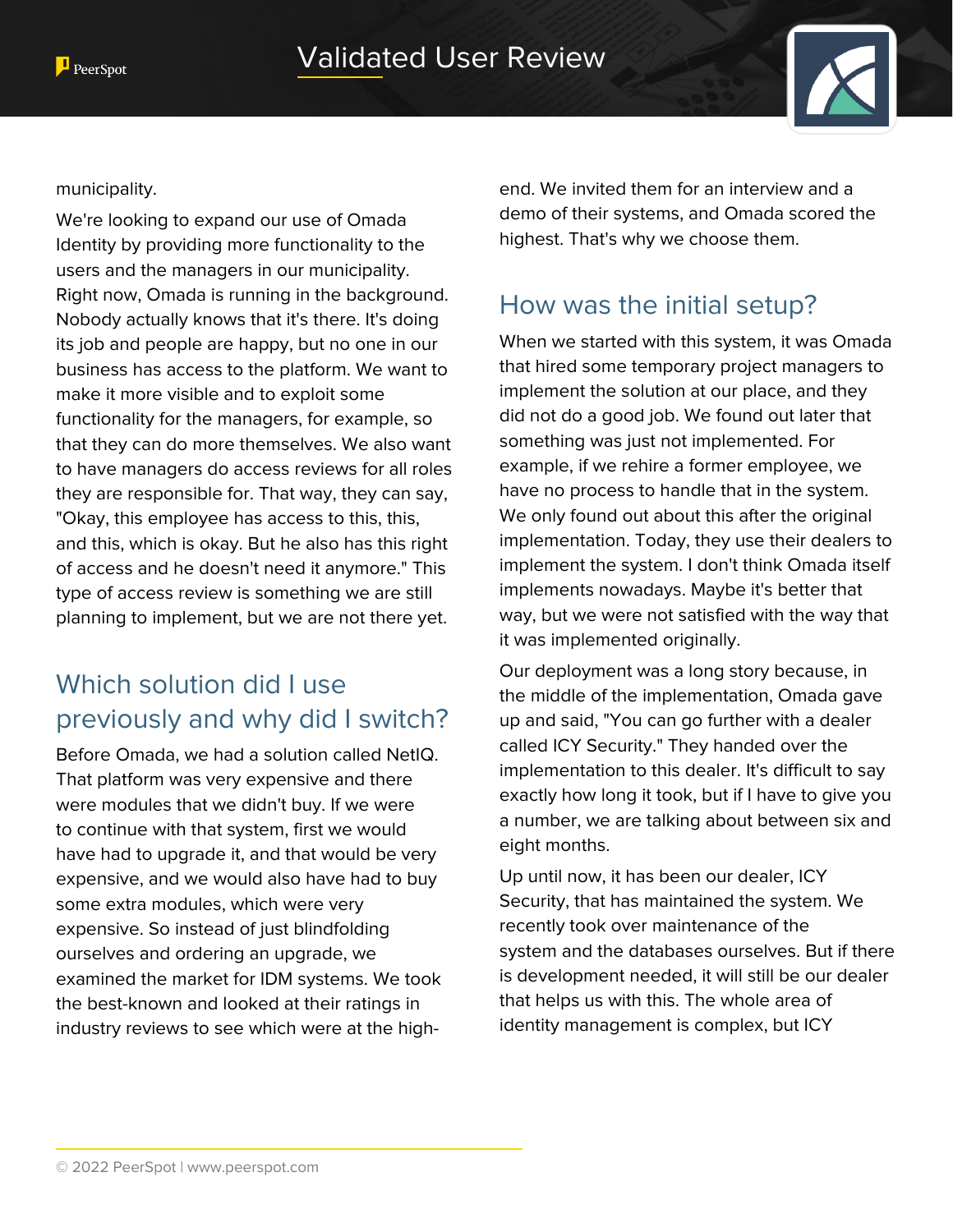municipality.

We're looking to expand our use of Omada Identity by providing more functionality to the users and the managers in our municipality. Right now, Omada is running in the background. Nobody actually knows that it's there. It's doing its job and people are happy, but no one in our business has access to the platform. We want to make it more visible and to exploit some functionality for the managers, for example, so that they can do more themselves. We also want to have managers do access reviews for all roles they are responsible for. That way, they can say, "Okay, this employee has access to this, this, and this, which is okay. But he also has this right of access and he doesn't need it anymore." This type of access review is something we are still planning to implement, but we are not there yet.

## Which solution did I use previously and why did I switch?

Before Omada, we had a solution called NetIQ. That platform was very expensive and there were modules that we didn't buy. If we were to continue with that system, first we would have had to upgrade it, and that would be very expensive, and we would also have had to buy some extra modules, which were very expensive. So instead of just blindfolding ourselves and ordering an upgrade, we examined the market for IDM systems. We took the best-known and looked at their ratings in industry reviews to see which were at the high-end. We invited them for an interview and a demo of their systems, and Omada scored the highest. That's why we choose them.

## How was the initial setup?

When we started with this system, it was Omada that hired some temporary project managers to implement the solution at our place, and they did not do a good job. We found out later that something was just not implemented. For example, if we rehire a former employee, we have no process to handle that in the system. We only found out about this after the original implementation. Today, they use their dealers to implement the system. I don't think Omada itself implements nowadays. Maybe it's better that way, but we were not satisfied with the way that it was implemented originally.

Our deployment was a long story because, in the middle of the implementation, Omada gave up and said, "You can go further with a dealer called ICY Security." They handed over the implementation to this dealer. It's difficult to say exactly how long it took, but if I have to give you a number, we are talking about between six and eight months.

Up until now, it has been our dealer, ICY Security, that has maintained the system. We recently took over maintenance of the system and the databases ourselves. But if there is development needed, it will still be our dealer that helps us with this. The whole area of identity management is complex, but ICY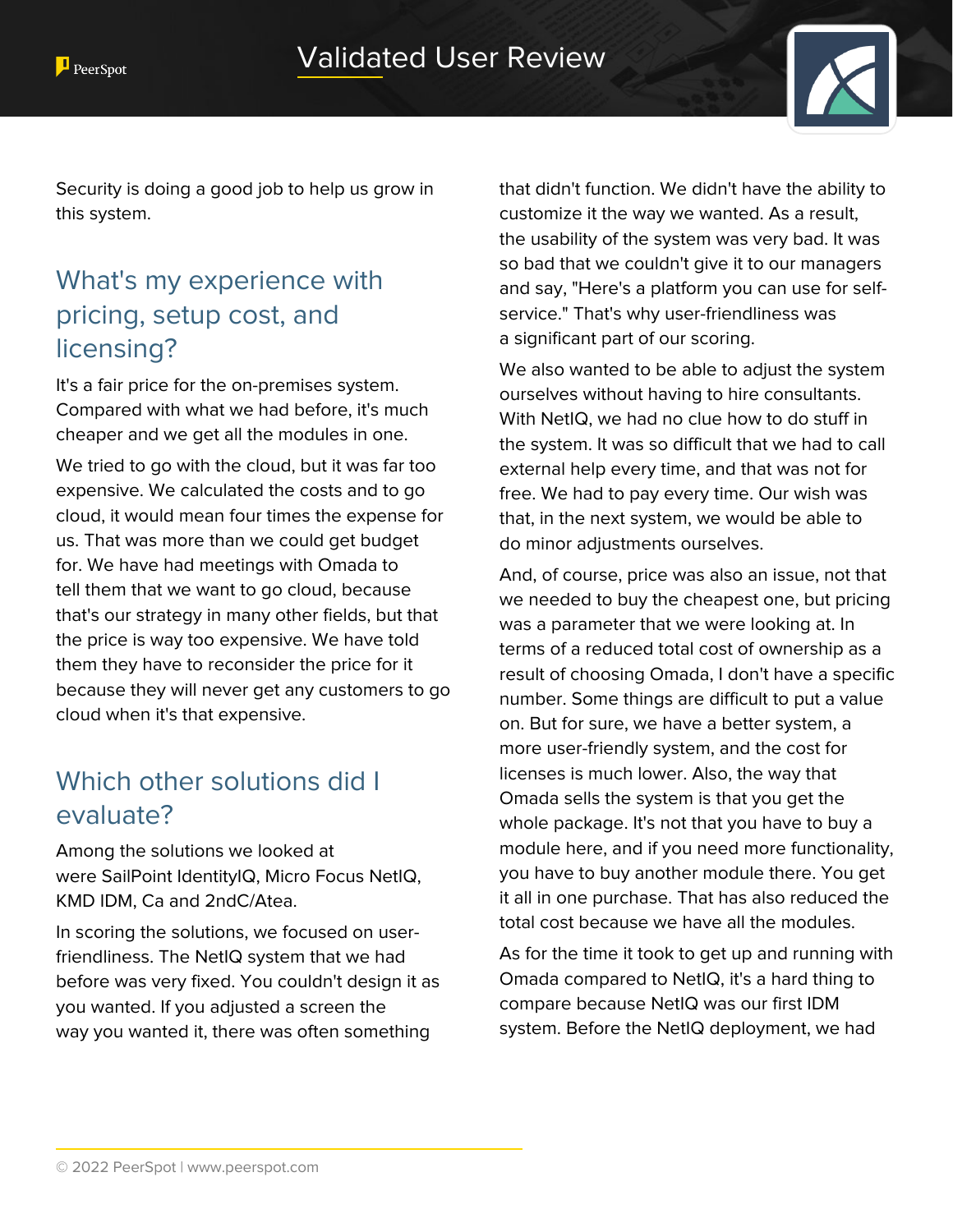Security is doing a good job to help us grow in this system.

## What's my experience with pricing, setup cost, and licensing?

It's a fair price for the on-premises system. Compared with what we had before, it's much cheaper and we get all the modules in one.

We tried to go with the cloud, but it was far too expensive. We calculated the costs and to go cloud, it would mean four times the expense for us. That was more than we could get budget for. We have had meetings with Omada to tell them that we want to go cloud, because that's our strategy in many other fields, but that the price is way too expensive. We have told them they have to reconsider the price for it because they will never get any customers to go cloud when it's that expensive.

## Which other solutions did I evaluate?

Among the solutions we looked at were SailPoint IdentityIQ, Micro Focus NetIQ, KMD IDM, Ca and 2ndC/Atea.

In scoring the solutions, we focused on user-friendliness. The NetIQ system that we had before was very fixed. You couldn't design it as you wanted. If you adjusted a screen the way you wanted it, there was often something that didn't function. We didn't have the ability to customize it the way we wanted. As a result, the usability of the system was very bad. It was so bad that we couldn't give it to our managers and say, "Here's a platform you can use for self-service." That's why user-friendliness was a significant part of our scoring.

We also wanted to be able to adjust the system ourselves without having to hire consultants. With NetIQ, we had no clue how to do stuff in the system. It was so difficult that we had to call external help every time, and that was not for free. We had to pay every time. Our wish was that, in the next system, we would be able to do minor adjustments ourselves.

And, of course, price was also an issue, not that we needed to buy the cheapest one, but pricing was a parameter that we were looking at. In terms of a reduced total cost of ownership as a result of choosing Omada, I don't have a specific number. Some things are difficult to put a value on. But for sure, we have a better system, a more user-friendly system, and the cost for licenses is much lower. Also, the way that Omada sells the system is that you get the whole package. It's not that you have to buy a module here, and if you need more functionality, you have to buy another module there. You get it all in one purchase. That has also reduced the total cost because we have all the modules.

As for the time it took to get up and running with Omada compared to NetIQ, it's a hard thing to compare because NetIQ was our first IDM system. Before the NetIQ deployment, we had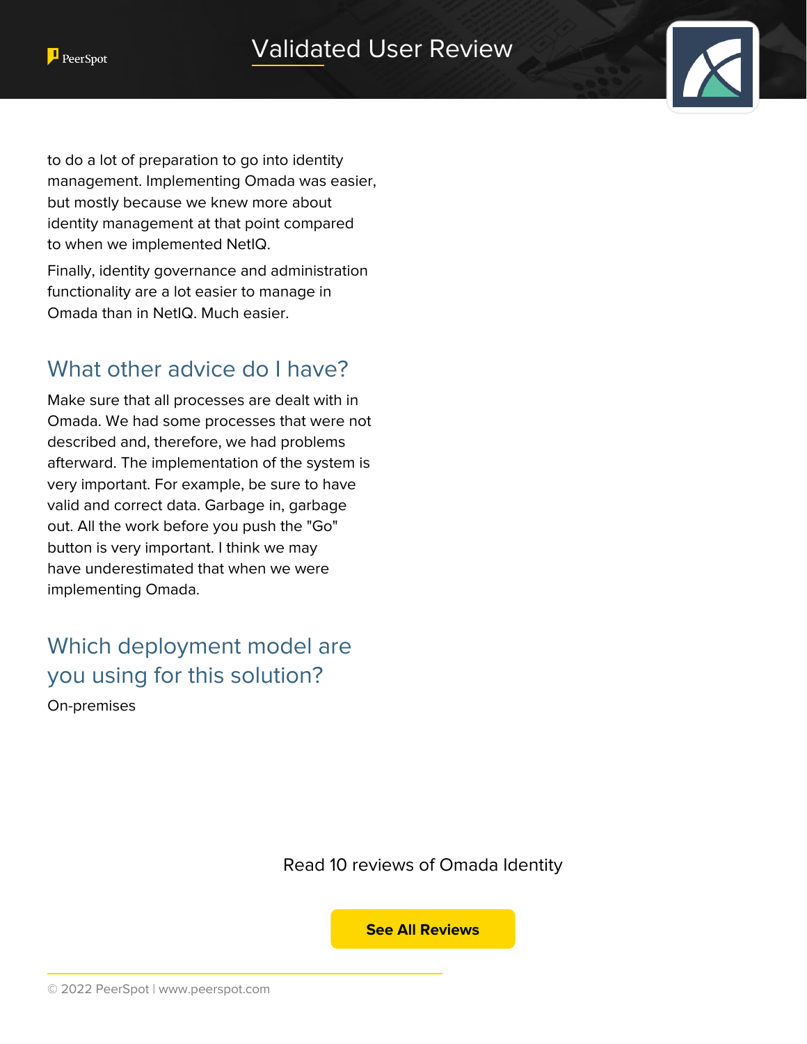to do a lot of preparation to go into identity management. Implementing Omada was easier, but mostly because we knew more about identity management at that point compared to when we implemented NetIQ.

Finally, identity governance and administration functionality are a lot easier to manage in Omada than in NetIQ. Much easier.

## What other advice do I have?

Make sure that all processes are dealt with in Omada. We had some processes that were not described and, therefore, we had problems afterward. The implementation of the system is very important. For example, be sure to have valid and correct data. Garbage in, garbage out. All the work before you push the "Go" button is very important. I think we may have underestimated that when we were implementing Omada.

## Which deployment model are you using for this solution?

On-premises

Read 10 reviews of Omada Identity

**See All Reviews**